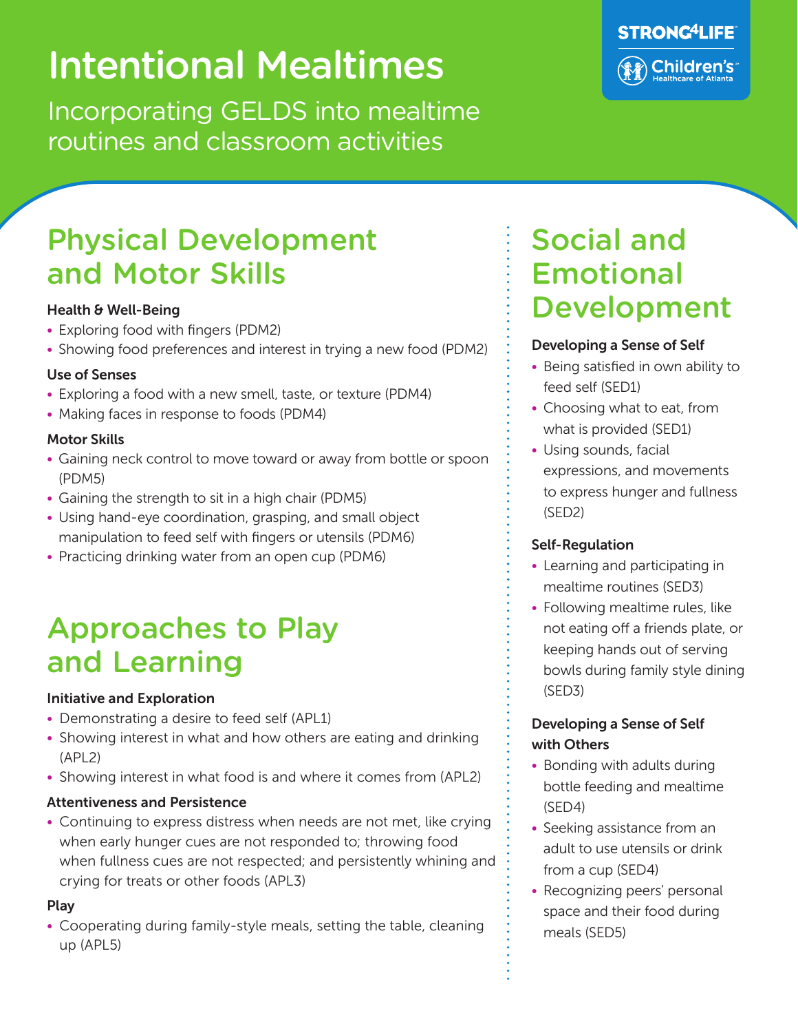# Intentional Mealtimes

Incorporating GELDS into mealtime routines and classroom activities

STRONG4LIFE

Children's Healthcare of Atlanta

## Physical Development and Motor Skills

### Health & Well-Being

- Exploring food with fingers (PDM2)
- Showing food preferences and interest in trying a new food (PDM2)

### Use of Senses

- Exploring a food with a new smell, taste, or texture (PDM4)
- Making faces in response to foods (PDM4)

### Motor Skills

- Gaining neck control to move toward or away from bottle or spoon (PDM5)
- Gaining the strength to sit in a high chair (PDM5)
- Using hand-eye coordination, grasping, and small object manipulation to feed self with fingers or utensils (PDM6)
- Practicing drinking water from an open cup (PDM6)

## Approaches to Play and Learning

### Initiative and Exploration

- Demonstrating a desire to feed self (APL1)
- Showing interest in what and how others are eating and drinking (APL2)
- Showing interest in what food is and where it comes from (APL2)

### Attentiveness and Persistence

- Continuing to express distress when needs are not met, like crying when early hunger cues are not responded to; throwing food when fullness cues are not respected; and persistently whining and crying for treats or other foods (APL3)

### Play

- Cooperating during family-style meals, setting the table, cleaning up (APL5)

## Social and Emotional Development

### Developing a Sense of Self

- Being satisfied in own ability to feed self (SED1)
- Choosing what to eat, from what is provided (SED1)
- Using sounds, facial expressions, and movements to express hunger and fullness (SED2)

### Self-Regulation

- Learning and participating in mealtime routines (SED3)
- Following mealtime rules, like not eating off a friends plate, or keeping hands out of serving bowls during family style dining (SED3)

### Developing a Sense of Self with Others

- Bonding with adults during bottle feeding and mealtime (SED4)
- Seeking assistance from an adult to use utensils or drink from a cup (SED4)
- Recognizing peers' personal space and their food during meals (SED5)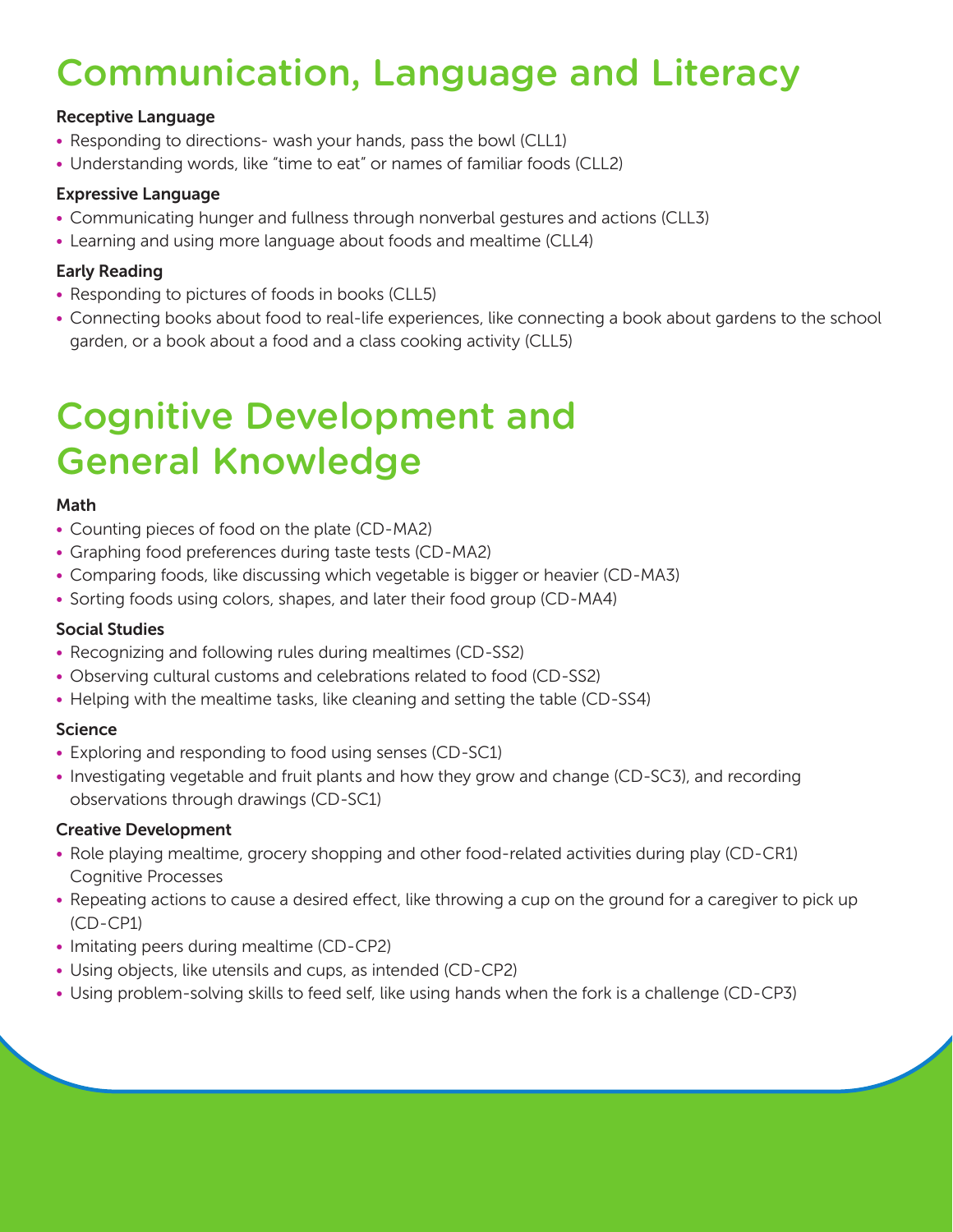# Communication, Language and Literacy

**Receptive Language**

- Responding to directions- wash your hands, pass the bowl (CLL1)
- Understanding words, like "time to eat" or names of familiar foods (CLL2)

**Expressive Language**

- Communicating hunger and fullness through nonverbal gestures and actions (CLL3)
- Learning and using more language about foods and mealtime (CLL4)

**Early Reading**

- Responding to pictures of foods in books (CLL5)
- Connecting books about food to real-life experiences, like connecting a book about gardens to the school garden, or a book about a food and a class cooking activity (CLL5)

# Cognitive Development and General Knowledge

**Math**

- Counting pieces of food on the plate (CD-MA2)
- Graphing food preferences during taste tests (CD-MA2)
- Comparing foods, like discussing which vegetable is bigger or heavier (CD-MA3)
- Sorting foods using colors, shapes, and later their food group (CD-MA4)

**Social Studies**

- Recognizing and following rules during mealtimes (CD-SS2)
- Observing cultural customs and celebrations related to food (CD-SS2)
- Helping with the mealtime tasks, like cleaning and setting the table (CD-SS4)

**Science**

- Exploring and responding to food using senses (CD-SC1)
- Investigating vegetable and fruit plants and how they grow and change (CD-SC3), and recording observations through drawings (CD-SC1)

**Creative Development**

- Role playing mealtime, grocery shopping and other food-related activities during play (CD-CR1)

**Cognitive Processes**

- Repeating actions to cause a desired effect, like throwing a cup on the ground for a caregiver to pick up (CD-CP1)
- Imitating peers during mealtime (CD-CP2)
- Using objects, like utensils and cups, as intended (CD-CP2)
- Using problem-solving skills to feed self, like using hands when the fork is a challenge (CD-CP3)